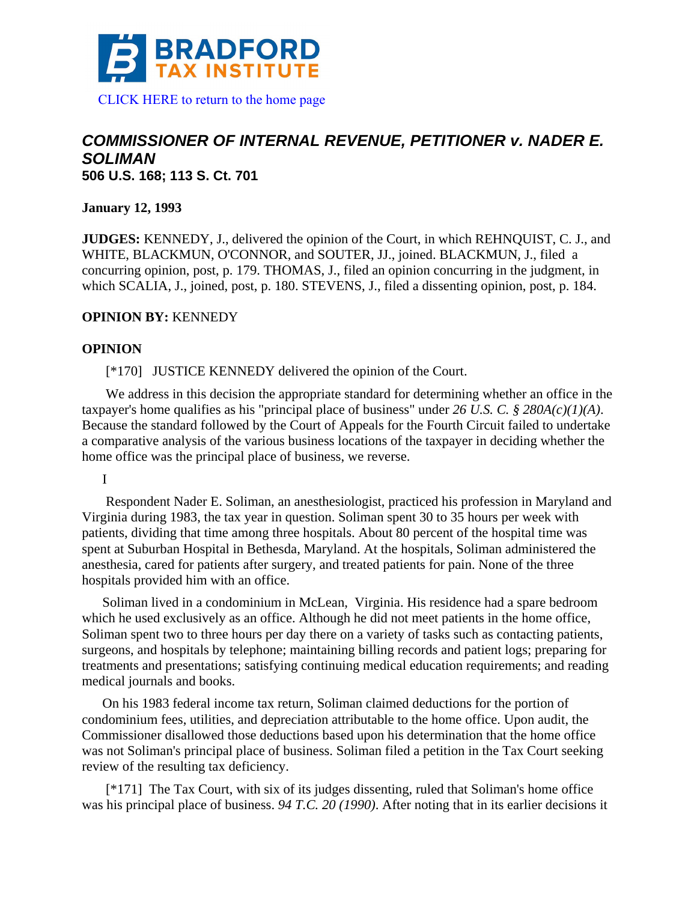CLICK HERE to return to the home page

## *COMMISSIONER OF INTERNAL REVENUE, PETITIONER v. NADER E. SOLIMAN*

**506 U.S. 168; 113 S. Ct. 701**

**January 12, 1993**

**JUDGES:** KENNEDY, J., delivered the opinion of the Court, in which REHNQUIST, C. J., and WHITE, BLACKMUN, O'CONNOR, and SOUTER, JJ., joined. BLACKMUN, J., filed a concurring opinion, post, p. 179. THOMAS, J., filed an opinion concurring in the judgment, in which SCALIA, J., joined, post, p. 180. STEVENS, J., filed a dissenting opinion, post, p. 184.

**OPINION BY:** KENNEDY

**OPINION**

[*170] JUSTICE KENNEDY delivered the opinion of the Court.

We address in this decision the appropriate standard for determining whether an office in the taxpayer's home qualifies as his "principal place of business" under *26 U.S. C. § 280A(c)(1)(A)*. Because the standard followed by the Court of Appeals for the Fourth Circuit failed to undertake a comparative analysis of the various business locations of the taxpayer in deciding whether the home office was the principal place of business, we reverse.

I

Respondent Nader E. Soliman, an anesthesiologist, practiced his profession in Maryland and Virginia during 1983, the tax year in question. Soliman spent 30 to 35 hours per week with patients, dividing that time among three hospitals. About 80 percent of the hospital time was spent at Suburban Hospital in Bethesda, Maryland. At the hospitals, Soliman administered the anesthesia, cared for patients after surgery, and treated patients for pain. None of the three hospitals provided him with an office.

Soliman lived in a condominium in McLean, Virginia. His residence had a spare bedroom which he used exclusively as an office. Although he did not meet patients in the home office, Soliman spent two to three hours per day there on a variety of tasks such as contacting patients, surgeons, and hospitals by telephone; maintaining billing records and patient logs; preparing for treatments and presentations; satisfying continuing medical education requirements; and reading medical journals and books.

On his 1983 federal income tax return, Soliman claimed deductions for the portion of condominium fees, utilities, and depreciation attributable to the home office. Upon audit, the Commissioner disallowed those deductions based upon his determination that the home office was not Soliman's principal place of business. Soliman filed a petition in the Tax Court seeking review of the resulting tax deficiency.

[*171] The Tax Court, with six of its judges dissenting, ruled that Soliman's home office was his principal place of business. *94 T.C. 20 (1990)*. After noting that in its earlier decisions it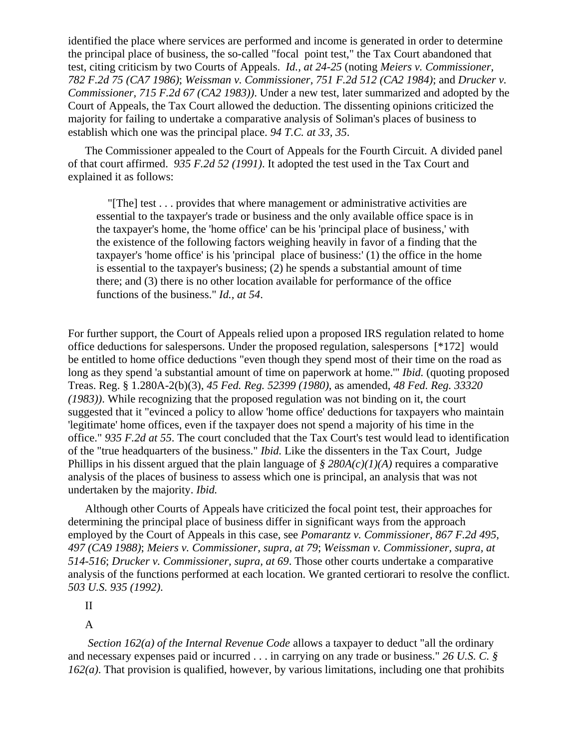identified the place where services are performed and income is generated in order to determine the principal place of business, the so-called "focal point test," the Tax Court abandoned that test, citing criticism by two Courts of Appeals. *Id., at 24-25* (noting *Meiers v. Commissioner, 782 F.2d 75 (CA7 1986)*; *Weissman v. Commissioner, 751 F.2d 512 (CA2 1984)*; and *Drucker v. Commissioner, 715 F.2d 67 (CA2 1983))*. Under a new test, later summarized and adopted by the Court of Appeals, the Tax Court allowed the deduction. The dissenting opinions criticized the majority for failing to undertake a comparative analysis of Soliman's places of business to establish which one was the principal place. *94 T.C. at 33, 35*.

The Commissioner appealed to the Court of Appeals for the Fourth Circuit. A divided panel of that court affirmed. *935 F.2d 52 (1991)*. It adopted the test used in the Tax Court and explained it as follows:

> "[The] test . . . provides that where management or administrative activities are essential to the taxpayer's trade or business and the only available office space is in the taxpayer's home, the 'home office' can be his 'principal place of business,' with the existence of the following factors weighing heavily in favor of a finding that the taxpayer's 'home office' is his 'principal place of business:' (1) the office in the home is essential to the taxpayer's business; (2) he spends a substantial amount of time there; and (3) there is no other location available for performance of the office functions of the business." *Id., at 54*.

For further support, the Court of Appeals relied upon a proposed IRS regulation related to home office deductions for salespersons. Under the proposed regulation, salespersons [*172] would be entitled to home office deductions "even though they spend most of their time on the road as long as they spend 'a substantial amount of time on paperwork at home.'" *Ibid.* (quoting proposed Treas. Reg. § 1.280A-2(b)(3), *45 Fed. Reg. 52399 (1980)*, as amended, *48 Fed. Reg. 33320 (1983))*. While recognizing that the proposed regulation was not binding on it, the court suggested that it "evinced a policy to allow 'home office' deductions for taxpayers who maintain 'legitimate' home offices, even if the taxpayer does not spend a majority of his time in the office." *935 F.2d at 55*. The court concluded that the Tax Court's test would lead to identification of the "true headquarters of the business." *Ibid.* Like the dissenters in the Tax Court, Judge Phillips in his dissent argued that the plain language of *§ 280A(c)(1)(A)* requires a comparative analysis of the places of business to assess which one is principal, an analysis that was not undertaken by the majority. *Ibid.*

Although other Courts of Appeals have criticized the focal point test, their approaches for determining the principal place of business differ in significant ways from the approach employed by the Court of Appeals in this case, see *Pomarantz v. Commissioner, 867 F.2d 495, 497 (CA9 1988)*; *Meiers v. Commissioner, supra, at 79*; *Weissman v. Commissioner, supra, at 514-516*; *Drucker v. Commissioner, supra, at 69*. Those other courts undertake a comparative analysis of the functions performed at each location. We granted certiorari to resolve the conflict. *503 U.S. 935 (1992)*.

II

A

*Section 162(a) of the Internal Revenue Code* allows a taxpayer to deduct "all the ordinary and necessary expenses paid or incurred . . . in carrying on any trade or business." *26 U.S. C. § 162(a)*. That provision is qualified, however, by various limitations, including one that prohibits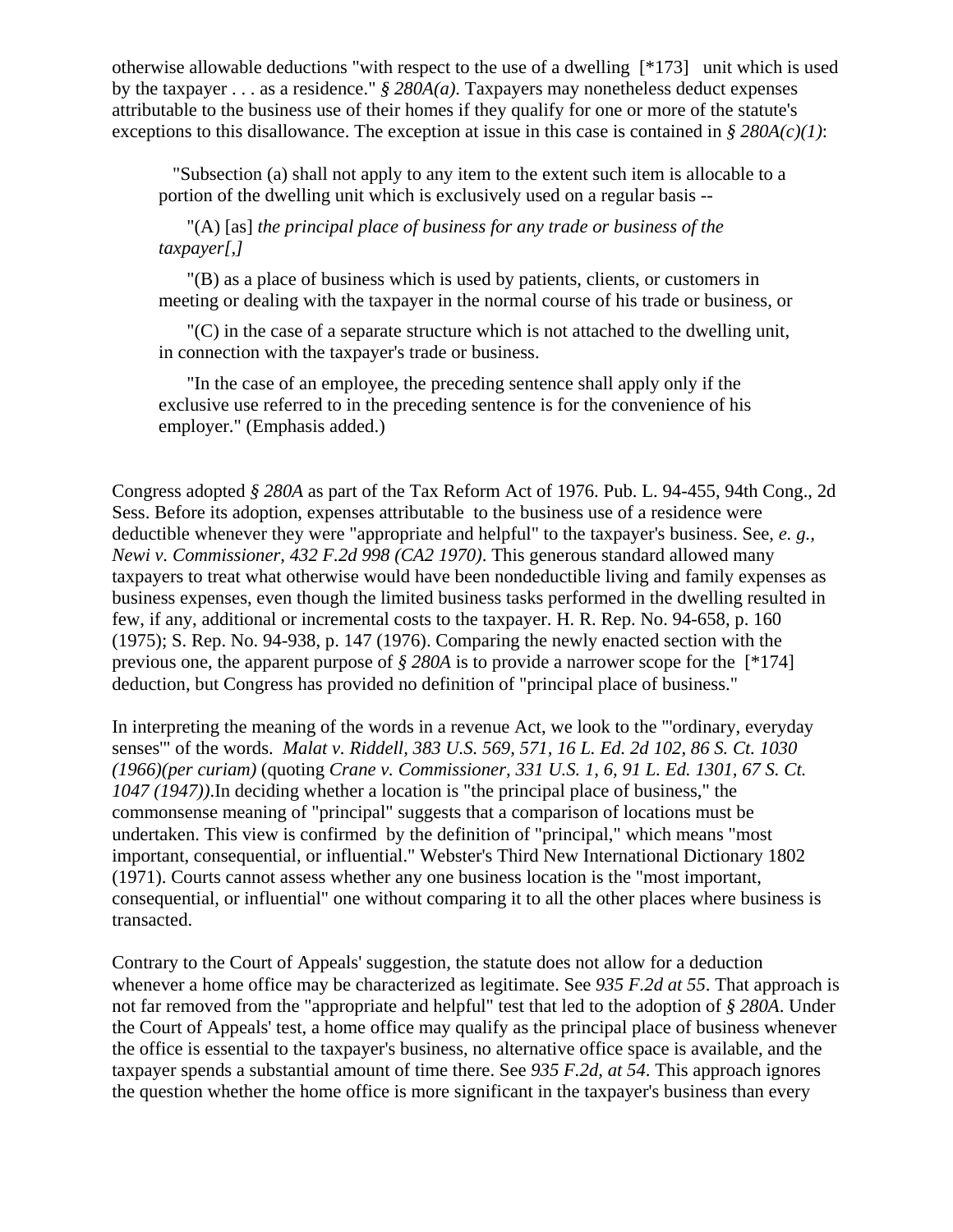otherwise allowable deductions "with respect to the use of a dwelling [*173] unit which is used by the taxpayer . . . as a residence." *§ 280A(a)*. Taxpayers may nonetheless deduct expenses attributable to the business use of their homes if they qualify for one or more of the statute's exceptions to this disallowance. The exception at issue in this case is contained in *§ 280A(c)(1)*:

> "Subsection (a) shall not apply to any item to the extent such item is allocable to a portion of the dwelling unit which is exclusively used on a regular basis --
>
> "(A) [as] *the principal place of business for any trade or business of the taxpayer[,]*
>
> "(B) as a place of business which is used by patients, clients, or customers in meeting or dealing with the taxpayer in the normal course of his trade or business, or
>
> "(C) in the case of a separate structure which is not attached to the dwelling unit, in connection with the taxpayer's trade or business.
>
> "In the case of an employee, the preceding sentence shall apply only if the exclusive use referred to in the preceding sentence is for the convenience of his employer." (Emphasis added.)

Congress adopted *§ 280A* as part of the Tax Reform Act of 1976. Pub. L. 94-455, 94th Cong., 2d Sess. Before its adoption, expenses attributable to the business use of a residence were deductible whenever they were "appropriate and helpful" to the taxpayer's business. See, *e. g., Newi v. Commissioner, 432 F.2d 998 (CA2 1970)*. This generous standard allowed many taxpayers to treat what otherwise would have been nondeductible living and family expenses as business expenses, even though the limited business tasks performed in the dwelling resulted in few, if any, additional or incremental costs to the taxpayer. H. R. Rep. No. 94-658, p. 160 (1975); S. Rep. No. 94-938, p. 147 (1976). Comparing the newly enacted section with the previous one, the apparent purpose of *§ 280A* is to provide a narrower scope for the [*174] deduction, but Congress has provided no definition of "principal place of business."

In interpreting the meaning of the words in a revenue Act, we look to the "'ordinary, everyday senses'" of the words. *Malat v. Riddell, 383 U.S. 569, 571, 16 L. Ed. 2d 102, 86 S. Ct. 1030 (1966)(per curiam)* (quoting *Crane v. Commissioner, 331 U.S. 1, 6, 91 L. Ed. 1301, 67 S. Ct. 1047 (1947))*.In deciding whether a location is "the principal place of business," the commonsense meaning of "principal" suggests that a comparison of locations must be undertaken. This view is confirmed by the definition of "principal," which means "most important, consequential, or influential." Webster's Third New International Dictionary 1802 (1971). Courts cannot assess whether any one business location is the "most important, consequential, or influential" one without comparing it to all the other places where business is transacted.

Contrary to the Court of Appeals' suggestion, the statute does not allow for a deduction whenever a home office may be characterized as legitimate. See *935 F.2d at 55*. That approach is not far removed from the "appropriate and helpful" test that led to the adoption of *§ 280A*. Under the Court of Appeals' test, a home office may qualify as the principal place of business whenever the office is essential to the taxpayer's business, no alternative office space is available, and the taxpayer spends a substantial amount of time there. See *935 F.2d, at 54*. This approach ignores the question whether the home office is more significant in the taxpayer's business than every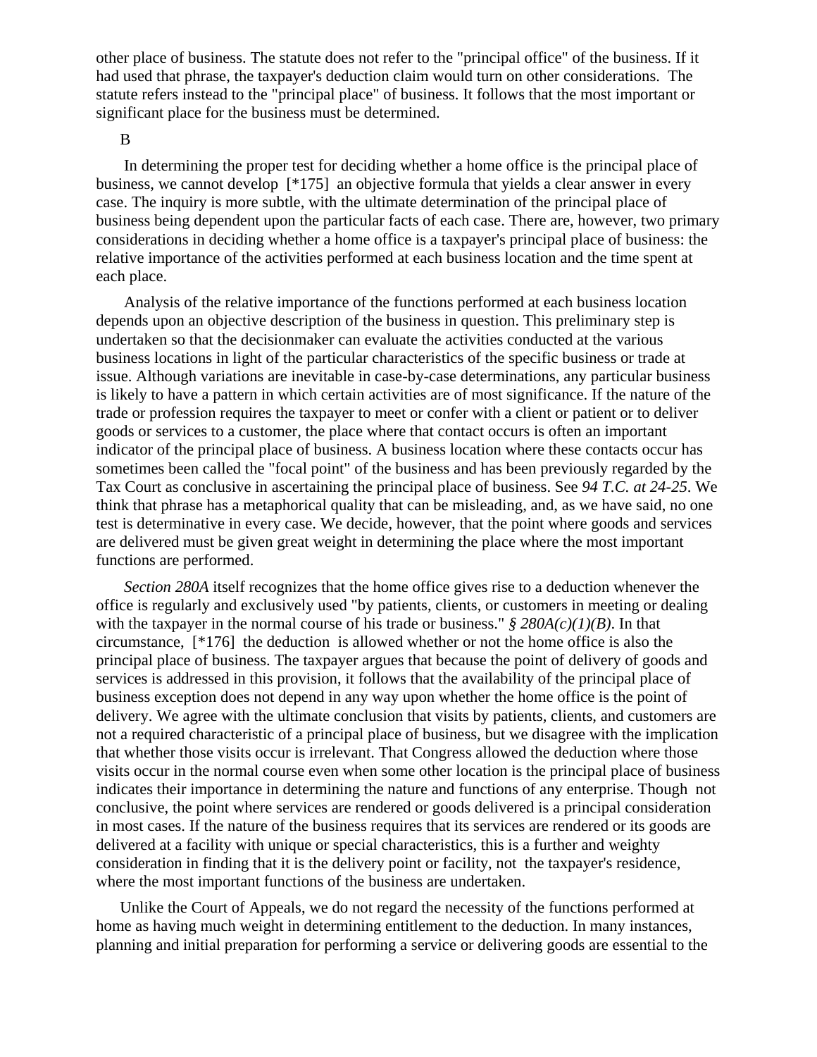other place of business. The statute does not refer to the "principal office" of the business. If it had used that phrase, the taxpayer's deduction claim would turn on other considerations. The statute refers instead to the "principal place" of business. It follows that the most important or significant place for the business must be determined.

B

In determining the proper test for deciding whether a home office is the principal place of business, we cannot develop [*175] an objective formula that yields a clear answer in every case. The inquiry is more subtle, with the ultimate determination of the principal place of business being dependent upon the particular facts of each case. There are, however, two primary considerations in deciding whether a home office is a taxpayer's principal place of business: the relative importance of the activities performed at each business location and the time spent at each place.

Analysis of the relative importance of the functions performed at each business location depends upon an objective description of the business in question. This preliminary step is undertaken so that the decisionmaker can evaluate the activities conducted at the various business locations in light of the particular characteristics of the specific business or trade at issue. Although variations are inevitable in case-by-case determinations, any particular business is likely to have a pattern in which certain activities are of most significance. If the nature of the trade or profession requires the taxpayer to meet or confer with a client or patient or to deliver goods or services to a customer, the place where that contact occurs is often an important indicator of the principal place of business. A business location where these contacts occur has sometimes been called the "focal point" of the business and has been previously regarded by the Tax Court as conclusive in ascertaining the principal place of business. See *94 T.C. at 24-25*. We think that phrase has a metaphorical quality that can be misleading, and, as we have said, no one test is determinative in every case. We decide, however, that the point where goods and services are delivered must be given great weight in determining the place where the most important functions are performed.

*Section 280A* itself recognizes that the home office gives rise to a deduction whenever the office is regularly and exclusively used "by patients, clients, or customers in meeting or dealing with the taxpayer in the normal course of his trade or business." *§ 280A(c)(1)(B)*. In that circumstance, [*176] the deduction is allowed whether or not the home office is also the principal place of business. The taxpayer argues that because the point of delivery of goods and services is addressed in this provision, it follows that the availability of the principal place of business exception does not depend in any way upon whether the home office is the point of delivery. We agree with the ultimate conclusion that visits by patients, clients, and customers are not a required characteristic of a principal place of business, but we disagree with the implication that whether those visits occur is irrelevant. That Congress allowed the deduction where those visits occur in the normal course even when some other location is the principal place of business indicates their importance in determining the nature and functions of any enterprise. Though not conclusive, the point where services are rendered or goods delivered is a principal consideration in most cases. If the nature of the business requires that its services are rendered or its goods are delivered at a facility with unique or special characteristics, this is a further and weighty consideration in finding that it is the delivery point or facility, not the taxpayer's residence, where the most important functions of the business are undertaken.

Unlike the Court of Appeals, we do not regard the necessity of the functions performed at home as having much weight in determining entitlement to the deduction. In many instances, planning and initial preparation for performing a service or delivering goods are essential to the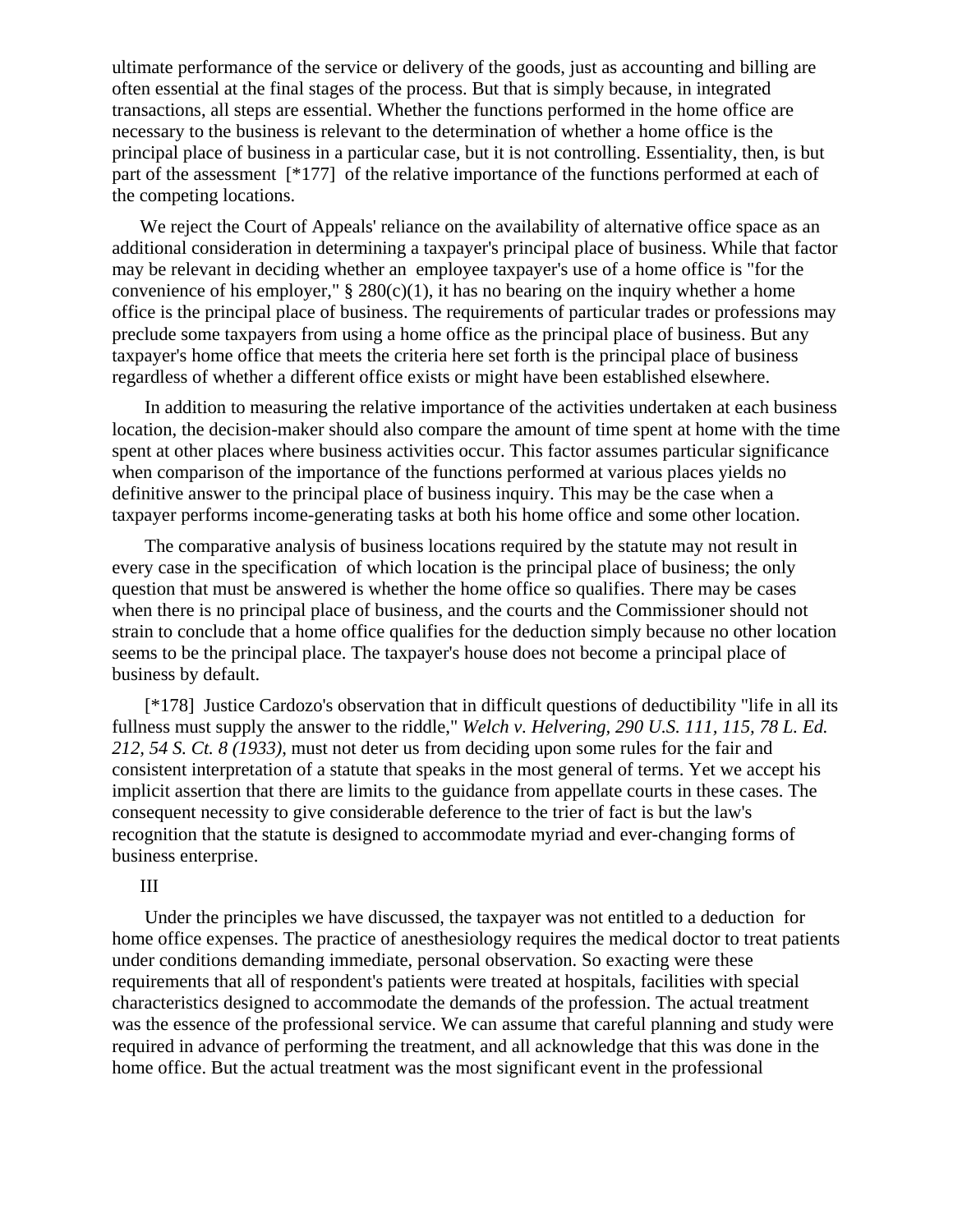ultimate performance of the service or delivery of the goods, just as accounting and billing are often essential at the final stages of the process. But that is simply because, in integrated transactions, all steps are essential. Whether the functions performed in the home office are necessary to the business is relevant to the determination of whether a home office is the principal place of business in a particular case, but it is not controlling. Essentiality, then, is but part of the assessment [*177] of the relative importance of the functions performed at each of the competing locations.

We reject the Court of Appeals' reliance on the availability of alternative office space as an additional consideration in determining a taxpayer's principal place of business. While that factor may be relevant in deciding whether an employee taxpayer's use of a home office is "for the convenience of his employer," § 280(c)(1), it has no bearing on the inquiry whether a home office is the principal place of business. The requirements of particular trades or professions may preclude some taxpayers from using a home office as the principal place of business. But any taxpayer's home office that meets the criteria here set forth is the principal place of business regardless of whether a different office exists or might have been established elsewhere.

In addition to measuring the relative importance of the activities undertaken at each business location, the decision-maker should also compare the amount of time spent at home with the time spent at other places where business activities occur. This factor assumes particular significance when comparison of the importance of the functions performed at various places yields no definitive answer to the principal place of business inquiry. This may be the case when a taxpayer performs income-generating tasks at both his home office and some other location.

The comparative analysis of business locations required by the statute may not result in every case in the specification of which location is the principal place of business; the only question that must be answered is whether the home office so qualifies. There may be cases when there is no principal place of business, and the courts and the Commissioner should not strain to conclude that a home office qualifies for the deduction simply because no other location seems to be the principal place. The taxpayer's house does not become a principal place of business by default.

[*178] Justice Cardozo's observation that in difficult questions of deductibility "life in all its fullness must supply the answer to the riddle," *Welch v. Helvering, 290 U.S. 111, 115, 78 L. Ed. 212, 54 S. Ct. 8 (1933)*, must not deter us from deciding upon some rules for the fair and consistent interpretation of a statute that speaks in the most general of terms. Yet we accept his implicit assertion that there are limits to the guidance from appellate courts in these cases. The consequent necessity to give considerable deference to the trier of fact is but the law's recognition that the statute is designed to accommodate myriad and ever-changing forms of business enterprise.

III

Under the principles we have discussed, the taxpayer was not entitled to a deduction for home office expenses. The practice of anesthesiology requires the medical doctor to treat patients under conditions demanding immediate, personal observation. So exacting were these requirements that all of respondent's patients were treated at hospitals, facilities with special characteristics designed to accommodate the demands of the profession. The actual treatment was the essence of the professional service. We can assume that careful planning and study were required in advance of performing the treatment, and all acknowledge that this was done in the home office. But the actual treatment was the most significant event in the professional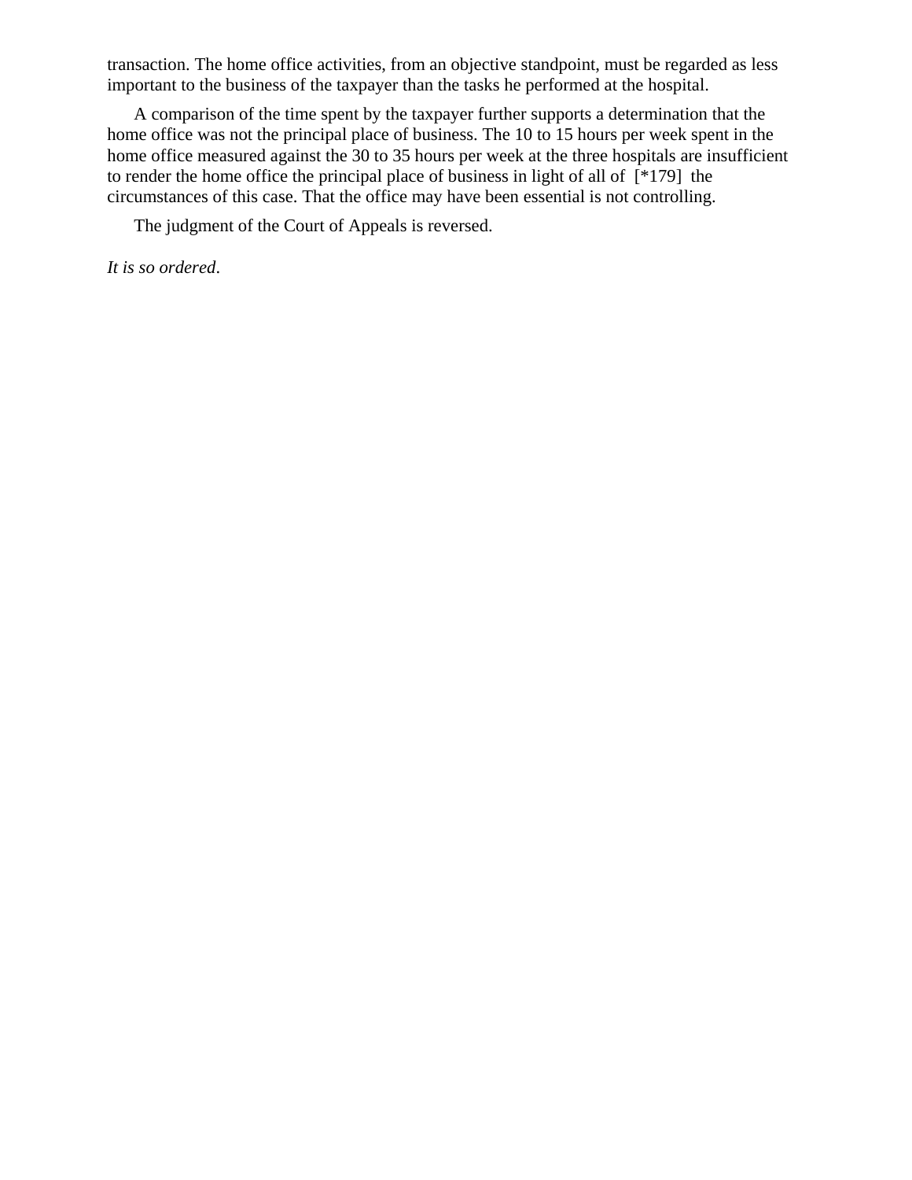transaction. The home office activities, from an objective standpoint, must be regarded as less important to the business of the taxpayer than the tasks he performed at the hospital.

A comparison of the time spent by the taxpayer further supports a determination that the home office was not the principal place of business. The 10 to 15 hours per week spent in the home office measured against the 30 to 35 hours per week at the three hospitals are insufficient to render the home office the principal place of business in light of all of [*179] the circumstances of this case. That the office may have been essential is not controlling.

The judgment of the Court of Appeals is reversed.

*It is so ordered*.